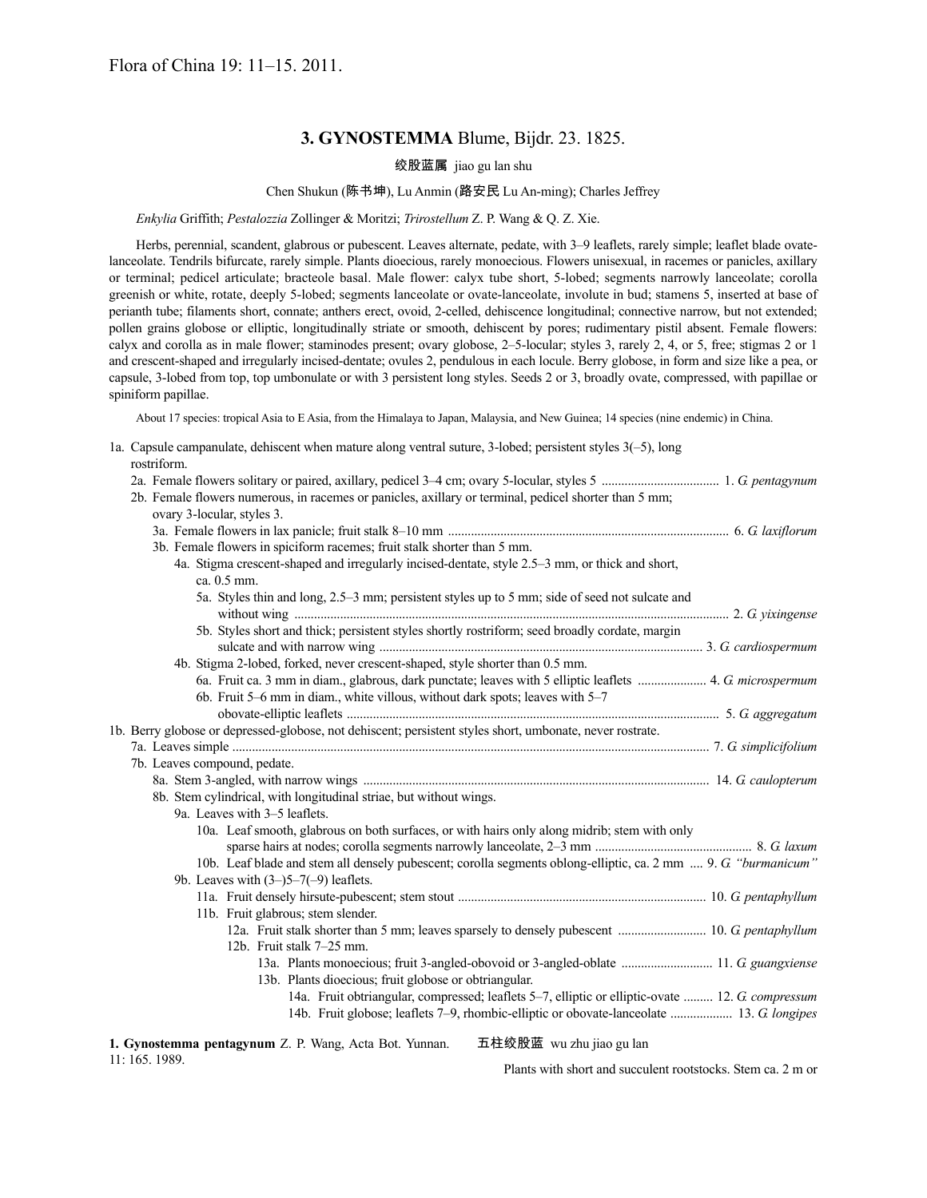Flora of China 19: 11–15. 2011.

## 3. GYNOSTEMMA Blume, Bijdr. 23. 1825.

绞股蓝属 jiao gu lan shu

Chen Shukun (陈书坤), Lu Anmin (路安民 Lu An-ming); Charles Jeffrey

*Enkylia* Griffith; *Pestalozzia* Zollinger & Moritzi; *Trirostellum* Z. P. Wang & Q. Z. Xie.

Herbs, perennial, scandent, glabrous or pubescent. Leaves alternate, pedate, with 3–9 leaflets, rarely simple; leaflet blade ovate-lanceolate. Tendrils bifurcate, rarely simple. Plants dioecious, rarely monoecious. Flowers unisexual, in racemes or panicles, axillary or terminal; pedicel articulate; bracteole basal. Male flower: calyx tube short, 5-lobed; segments narrowly lanceolate; corolla greenish or white, rotate, deeply 5-lobed; segments lanceolate or ovate-lanceolate, involute in bud; stamens 5, inserted at base of perianth tube; filaments short, connate; anthers erect, ovoid, 2-celled, dehiscence longitudinal; connective narrow, but not extended; pollen grains globose or elliptic, longitudinally striate or smooth, dehiscent by pores; rudimentary pistil absent. Female flowers: calyx and corolla as in male flower; staminodes present; ovary globose, 2–5-locular; styles 3, rarely 2, 4, or 5, free; stigmas 2 or 1 and crescent-shaped and irregularly incised-dentate; ovules 2, pendulous in each locule. Berry globose, in form and size like a pea, or capsule, 3-lobed from top, top umbonulate or with 3 persistent long styles. Seeds 2 or 3, broadly ovate, compressed, with papillae or spiniform papillae.

About 17 species: tropical Asia to E Asia, from the Himalaya to Japan, Malaysia, and New Guinea; 14 species (nine endemic) in China.

1a. Capsule campanulate, dehiscent when mature along ventral suture, 3-lobed; persistent styles 3(–5), long rostriform.
- 2a. Female flowers solitary or paired, axillary, pedicel 3–4 cm; ovary 5-locular, styles 5 .................................... 1. *G. pentagynum*
- 2b. Female flowers numerous, in racemes or panicles, axillary or terminal, pedicel shorter than 5 mm; ovary 3-locular, styles 3.
  - 3a. Female flowers in lax panicle; fruit stalk 8–10 mm ..................................................................................... 6. *G. laxiflorum*
  - 3b. Female flowers in spiciform racemes; fruit stalk shorter than 5 mm.
    - 4a. Stigma crescent-shaped and irregularly incised-dentate, style 2.5–3 mm, or thick and short, ca. 0.5 mm.
      - 5a. Styles thin and long, 2.5–3 mm; persistent styles up to 5 mm; side of seed not sulcate and without wing .................................................................................................................................... 2. *G. yixingense*
      - 5b. Styles short and thick; persistent styles shortly rostriform; seed broadly cordate, margin sulcate and with narrow wing .................................................................................................. 3. *G. cardiospermum*
    - 4b. Stigma 2-lobed, forked, never crescent-shaped, style shorter than 0.5 mm.
      - 6a. Fruit ca. 3 mm in diam., glabrous, dark punctate; leaves with 5 elliptic leaflets ..................... 4. *G. microspermum*
      - 6b. Fruit 5–6 mm in diam., white villous, without dark spots; leaves with 5–7 obovate-elliptic leaflets ................................................................................................................. 5. *G. aggregatum*

1b. Berry globose or depressed-globose, not dehiscent; persistent styles short, umbonate, never rostrate.
- 7a. Leaves simple ................................................................................................................................................ 7. *G. simplicifolium*
- 7b. Leaves compound, pedate.
  - 8a. Stem 3-angled, with narrow wings .......................................................................................................... 14. *G. caulopterum*
  - 8b. Stem cylindrical, with longitudinal striae, but without wings.
    - 9a. Leaves with 3–5 leaflets.
      - 10a. Leaf smooth, glabrous on both surfaces, or with hairs only along midrib; stem with only sparse hairs at nodes; corolla segments narrowly lanceolate, 2–3 mm ............................................... 8. *G. laxum*
      - 10b. Leaf blade and stem all densely pubescent; corolla segments oblong-elliptic, ca. 2 mm .... 9. *G. "burmanicum"*
    - 9b. Leaves with (3–)5–7(–9) leaflets.
      - 11a. Fruit densely hirsute-pubescent; stem stout ........................................................................... 10. *G. pentaphyllum*
      - 11b. Fruit glabrous; stem slender.
        - 12a. Fruit stalk shorter than 5 mm; leaves sparsely to densely pubescent ........................... 10. *G. pentaphyllum*
        - 12b. Fruit stalk 7–25 mm.
          - 13a. Plants monoecious; fruit 3-angled-obovoid or 3-angled-oblate ............................ 11. *G. guangxiense*
          - 13b. Plants dioecious; fruit globose or obtriangular.
            - 14a. Fruit obtriangular, compressed; leaflets 5–7, elliptic or elliptic-ovate ......... 12. *G. compressum*
            - 14b. Fruit globose; leaflets 7–9, rhombic-elliptic or obovate-lanceolate .................. 13. *G. longipes*

**1. Gynostemma pentagynum** Z. P. Wang, Acta Bot. Yunnan. 11: 165. 1989.

五柱绞股蓝 wu zhu jiao gu lan

Plants with short and succulent rootstocks. Stem ca. 2 m or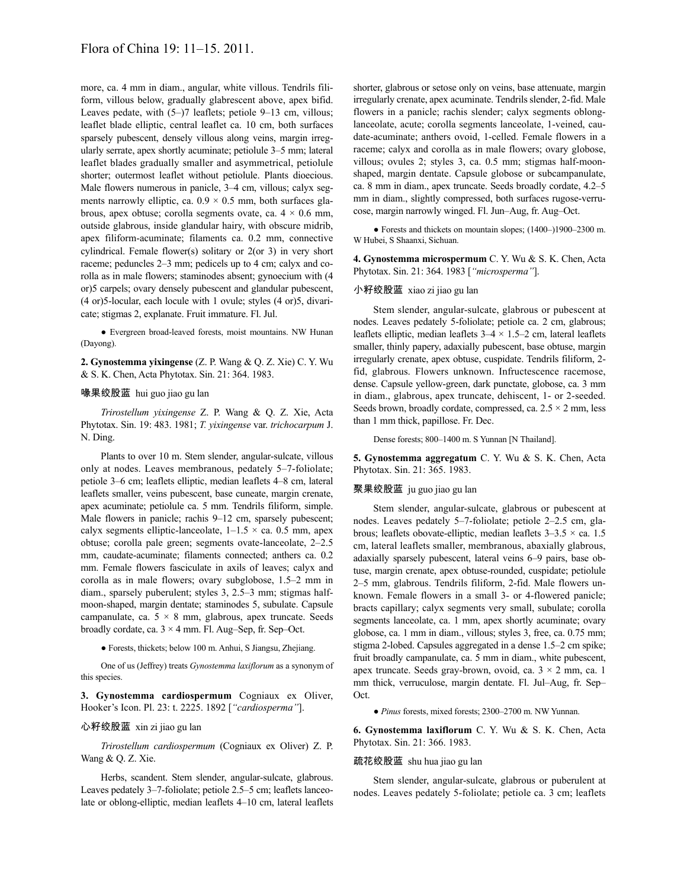more, ca. 4 mm in diam., angular, white villous. Tendrils filiform, villous below, gradually glabrescent above, apex bifid. Leaves pedate, with (5–)7 leaflets; petiole 9–13 cm, villous; leaflet blade elliptic, central leaflet ca. 10 cm, both surfaces sparsely pubescent, densely villous along veins, margin irregularly serrate, apex shortly acuminate; petiolule 3–5 mm; lateral leaflet blades gradually smaller and asymmetrical, petiolule shorter; outermost leaflet without petiolule. Plants dioecious. Male flowers numerous in panicle, 3–4 cm, villous; calyx segments narrowly elliptic, ca. 0.9 × 0.5 mm, both surfaces glabrous, apex obtuse; corolla segments ovate, ca. 4 × 0.6 mm, outside glabrous, inside glandular hairy, with obscure midrib, apex filiform-acuminate; filaments ca. 0.2 mm, connective cylindrical. Female flower(s) solitary or 2(or 3) in very short raceme; peduncles 2–3 mm; pedicels up to 4 cm; calyx and corolla as in male flowers; staminodes absent; gynoecium with (4 or)5 carpels; ovary densely pubescent and glandular pubescent, (4 or)5-locular, each locule with 1 ovule; styles (4 or)5, divaricate; stigmas 2, explanate. Fruit immature. Fl. Jul.

● Evergreen broad-leaved forests, moist mountains. NW Hunan (Dayong).

**2. Gynostemma yixingense** (Z. P. Wang & Q. Z. Xie) C. Y. Wu & S. K. Chen, Acta Phytotax. Sin. 21: 364. 1983.

喙果绞股蓝 hui guo jiao gu lan

*Trirostellum yixingense* Z. P. Wang & Q. Z. Xie, Acta Phytotax. Sin. 19: 483. 1981; *T. yixingense* var. *trichocarpum* J. N. Ding.

Plants to over 10 m. Stem slender, angular-sulcate, villous only at nodes. Leaves membranous, pedately 5–7-foliolate; petiole 3–6 cm; leaflets elliptic, median leaflets 4–8 cm, lateral leaflets smaller, veins pubescent, base cuneate, margin crenate, apex acuminate; petiolule ca. 5 mm. Tendrils filiform, simple. Male flowers in panicle; rachis 9–12 cm, sparsely pubescent; calyx segments elliptic-lanceolate, 1–1.5 × ca. 0.5 mm, apex obtuse; corolla pale green; segments ovate-lanceolate, 2–2.5 mm, caudate-acuminate; filaments connected; anthers ca. 0.2 mm. Female flowers fasciculate in axils of leaves; calyx and corolla as in male flowers; ovary subglobose, 1.5–2 mm in diam., sparsely puberulent; styles 3, 2.5–3 mm; stigmas half-moon-shaped, margin dentate; staminodes 5, subulate. Capsule campanulate, ca. 5 × 8 mm, glabrous, apex truncate. Seeds broadly cordate, ca. 3 × 4 mm. Fl. Aug–Sep, fr. Sep–Oct.

● Forests, thickets; below 100 m. Anhui, S Jiangsu, Zhejiang.

One of us (Jeffrey) treats *Gynostemma laxiflorum* as a synonym of this species.

**3. Gynostemma cardiospermum** Cogniaux ex Oliver, Hooker's Icon. Pl. 23: t. 2225. 1892 [*"cardiosperma"*].

心籽绞股蓝 xin zi jiao gu lan

*Trirostellum cardiospermum* (Cogniaux ex Oliver) Z. P. Wang & Q. Z. Xie.

Herbs, scandent. Stem slender, angular-sulcate, glabrous. Leaves pedately 3–7-foliolate; petiole 2.5–5 cm; leaflets lanceolate or oblong-elliptic, median leaflets 4–10 cm, lateral leaflets shorter, glabrous or setose only on veins, base attenuate, margin irregularly crenate, apex acuminate. Tendrils slender, 2-fid. Male flowers in a panicle; rachis slender; calyx segments oblong-lanceolate, acute; corolla segments lanceolate, 1-veined, caudate-acuminate; anthers ovoid, 1-celled. Female flowers in a raceme; calyx and corolla as in male flowers; ovary globose, villous; ovules 2; styles 3, ca. 0.5 mm; stigmas half-moon-shaped, margin dentate. Capsule globose or subcampanulate, ca. 8 mm in diam., apex truncate. Seeds broadly cordate, 4.2–5 mm in diam., slightly compressed, both surfaces rugose-verrucose, margin narrowly winged. Fl. Jun–Aug, fr. Aug–Oct.

● Forests and thickets on mountain slopes; (1400–)1900–2300 m. W Hubei, S Shaanxi, Sichuan.

**4. Gynostemma microspermum** C. Y. Wu & S. K. Chen, Acta Phytotax. Sin. 21: 364. 1983 [*"microsperma"*].

小籽绞股蓝 xiao zi jiao gu lan

Stem slender, angular-sulcate, glabrous or pubescent at nodes. Leaves pedately 5-foliolate; petiole ca. 2 cm, glabrous; leaflets elliptic, median leaflets 3–4 × 1.5–2 cm, lateral leaflets smaller, thinly papery, adaxially pubescent, base obtuse, margin irregularly crenate, apex obtuse, cuspidate. Tendrils filiform, 2-fid, glabrous. Flowers unknown. Infructescence racemose, dense. Capsule yellow-green, dark punctate, globose, ca. 3 mm in diam., glabrous, apex truncate, dehiscent, 1- or 2-seeded. Seeds brown, broadly cordate, compressed, ca. 2.5 × 2 mm, less than 1 mm thick, papillose. Fr. Dec.

Dense forests; 800–1400 m. S Yunnan [N Thailand].

**5. Gynostemma aggregatum** C. Y. Wu & S. K. Chen, Acta Phytotax. Sin. 21: 365. 1983.

聚果绞股蓝 ju guo jiao gu lan

Stem slender, angular-sulcate, glabrous or pubescent at nodes. Leaves pedately 5–7-foliolate; petiole 2–2.5 cm, glabrous; leaflets obovate-elliptic, median leaflets 3–3.5 × ca. 1.5 cm, lateral leaflets smaller, membranous, abaxially glabrous, adaxially sparsely pubescent, lateral veins 6–9 pairs, base obtuse, margin crenate, apex obtuse-rounded, cuspidate; petiolule 2–5 mm, glabrous. Tendrils filiform, 2-fid. Male flowers unknown. Female flowers in a small 3- or 4-flowered panicle; bracts capillary; calyx segments very small, subulate; corolla segments lanceolate, ca. 1 mm, apex shortly acuminate; ovary globose, ca. 1 mm in diam., villous; styles 3, free, ca. 0.75 mm; stigma 2-lobed. Capsules aggregated in a dense 1.5–2 cm spike; fruit broadly campanulate, ca. 5 mm in diam., white pubescent, apex truncate. Seeds gray-brown, ovoid, ca. 3 × 2 mm, ca. 1 mm thick, verruculose, margin dentate. Fl. Jul–Aug, fr. Sep–Oct.

● *Pinus* forests, mixed forests; 2300–2700 m. NW Yunnan.

**6. Gynostemma laxiflorum** C. Y. Wu & S. K. Chen, Acta Phytotax. Sin. 21: 366. 1983.

疏花绞股蓝 shu hua jiao gu lan

Stem slender, angular-sulcate, glabrous or puberulent at nodes. Leaves pedately 5-foliolate; petiole ca. 3 cm; leaflets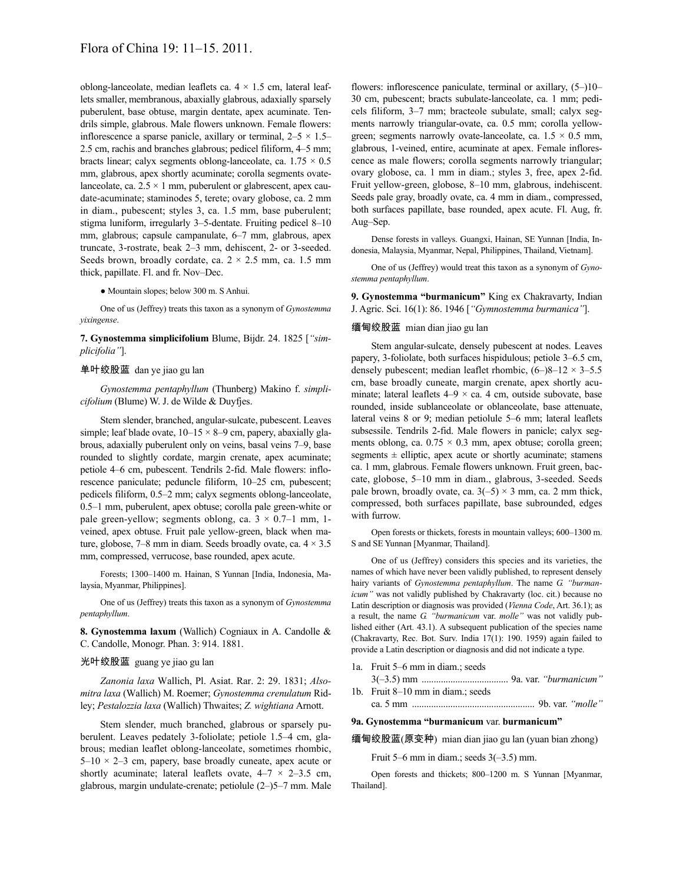oblong-lanceolate, median leaflets ca. 4 × 1.5 cm, lateral leaflets smaller, membranous, abaxially glabrous, adaxially sparsely puberulent, base obtuse, margin dentate, apex acuminate. Tendrils simple, glabrous. Male flowers unknown. Female flowers: inflorescence a sparse panicle, axillary or terminal, 2–5 × 1.5–2.5 cm, rachis and branches glabrous; pedicel filiform, 4–5 mm; bracts linear; calyx segments oblong-lanceolate, ca. 1.75 × 0.5 mm, glabrous, apex shortly acuminate; corolla segments ovate-lanceolate, ca. 2.5 × 1 mm, puberulent or glabrescent, apex caudate-acuminate; staminodes 5, terete; ovary globose, ca. 2 mm in diam., pubescent; styles 3, ca. 1.5 mm, base puberulent; stigma luniform, irregularly 3–5-dentate. Fruiting pedicel 8–10 mm, glabrous; capsule campanulate, 6–7 mm, glabrous, apex truncate, 3-rostrate, beak 2–3 mm, dehiscent, 2- or 3-seeded. Seeds brown, broadly cordate, ca. 2 × 2.5 mm, ca. 1.5 mm thick, papillate. Fl. and fr. Nov–Dec.

● Mountain slopes; below 300 m. S Anhui.

One of us (Jeffrey) treats this taxon as a synonym of *Gynostemma yixingense*.

**7. Gynostemma simplicifolium** Blume, Bijdr. 24. 1825 [*"simplicifolia"*].

单叶绞股蓝 dan ye jiao gu lan

*Gynostemma pentaphyllum* (Thunberg) Makino f. *simplicifolium* (Blume) W. J. de Wilde & Duyfjes.

Stem slender, branched, angular-sulcate, pubescent. Leaves simple; leaf blade ovate, 10–15 × 8–9 cm, papery, abaxially glabrous, adaxially puberulent only on veins, basal veins 7–9, base rounded to slightly cordate, margin crenate, apex acuminate; petiole 4–6 cm, pubescent. Tendrils 2-fid. Male flowers: inflorescence paniculate; peduncle filiform, 10–25 cm, pubescent; pedicels filiform, 0.5–2 mm; calyx segments oblong-lanceolate, 0.5–1 mm, puberulent, apex obtuse; corolla pale green-white or pale green-yellow; segments oblong, ca. 3 × 0.7–1 mm, 1-veined, apex obtuse. Fruit pale yellow-green, black when mature, globose, 7–8 mm in diam. Seeds broadly ovate, ca. 4 × 3.5 mm, compressed, verrucose, base rounded, apex acute.

Forests; 1300–1400 m. Hainan, S Yunnan [India, Indonesia, Malaysia, Myanmar, Philippines].

One of us (Jeffrey) treats this taxon as a synonym of *Gynostemma pentaphyllum*.

**8. Gynostemma laxum** (Wallich) Cogniaux in A. Candolle & C. Candolle, Monogr. Phan. 3: 914. 1881.

光叶绞股蓝 guang ye jiao gu lan

*Zanonia laxa* Wallich, Pl. Asiat. Rar. 2: 29. 1831; *Alsomitra laxa* (Wallich) M. Roemer; *Gynostemma crenulatum* Ridley; *Pestalozzia laxa* (Wallich) Thwaites; *Z. wightiana* Arnott.

Stem slender, much branched, glabrous or sparsely puberulent. Leaves pedately 3-foliolate; petiole 1.5–4 cm, glabrous; median leaflet oblong-lanceolate, sometimes rhombic, 5–10 × 2–3 cm, papery, base broadly cuneate, apex acute or shortly acuminate; lateral leaflets ovate, 4–7 × 2–3.5 cm, glabrous, margin undulate-crenate; petiolule (2–)5–7 mm. Male flowers: inflorescence paniculate, terminal or axillary, (5–)10–30 cm, pubescent; bracts subulate-lanceolate, ca. 1 mm; pedicels filiform, 3–7 mm; bracteole subulate, small; calyx segments narrowly triangular-ovate, ca. 0.5 mm; corolla yellow-green; segments narrowly ovate-lanceolate, ca. 1.5 × 0.5 mm, glabrous, 1-veined, entire, acuminate at apex. Female inflorescence as male flowers; corolla segments narrowly triangular; ovary globose, ca. 1 mm in diam.; styles 3, free, apex 2-fid. Fruit yellow-green, globose, 8–10 mm, glabrous, indehiscent. Seeds pale gray, broadly ovate, ca. 4 mm in diam., compressed, both surfaces papillate, base rounded, apex acute. Fl. Aug, fr. Aug–Sep.

Dense forests in valleys. Guangxi, Hainan, SE Yunnan [India, Indonesia, Malaysia, Myanmar, Nepal, Philippines, Thailand, Vietnam].

One of us (Jeffrey) would treat this taxon as a synonym of *Gynostemma pentaphyllum*.

**9. Gynostemma "burmanicum"** King ex Chakravarty, Indian J. Agric. Sci. 16(1): 86. 1946 [*"Gymnostemma burmanica"*].

缅甸绞股蓝 mian dian jiao gu lan

Stem angular-sulcate, densely pubescent at nodes. Leaves papery, 3-foliolate, both surfaces hispidulous; petiole 3–6.5 cm, densely pubescent; median leaflet rhombic, (6–)8–12 × 3–5.5 cm, base broadly cuneate, margin crenate, apex shortly acuminate; lateral leaflets 4–9 × ca. 4 cm, outside subovate, base rounded, inside sublanceolate or oblanceolate, base attenuate, lateral veins 8 or 9; median petiolule 5–6 mm; lateral leaflets subsessile. Tendrils 2-fid. Male flowers in panicle; calyx segments oblong, ca. 0.75 × 0.3 mm, apex obtuse; corolla green; segments ± elliptic, apex acute or shortly acuminate; stamens ca. 1 mm, glabrous. Female flowers unknown. Fruit green, baccate, globose, 5–10 mm in diam., glabrous, 3-seeded. Seeds pale brown, broadly ovate, ca. 3(–5) × 3 mm, ca. 2 mm thick, compressed, both surfaces papillate, base subrounded, edges with furrow.

Open forests or thickets, forests in mountain valleys; 600–1300 m. S and SE Yunnan [Myanmar, Thailand].

One of us (Jeffrey) considers this species and its varieties, the names of which have never been validly published, to represent densely hairy variants of *Gynostemma pentaphyllum*. The name *G. "burmanicum"* was not validly published by Chakravarty (loc. cit.) because no Latin description or diagnosis was provided (*Vienna Code*, Art. 36.1); as a result, the name *G. "burmanicum"* var. *molle"* was not validly published either (Art. 43.1). A subsequent publication of the species name (Chakravarty, Rec. Bot. Surv. India 17(1): 190. 1959) again failed to provide a Latin description or diagnosis and did not indicate a type.

1a. Fruit 5–6 mm in diam.; seeds 3(–3.5) mm .................................... 9a. var. *"burmanicum"*
1b. Fruit 8–10 mm in diam.; seeds ca. 5 mm .................................................. 9b. var. *"molle"*

**9a. Gynostemma "burmanicum" var. burmanicum"**

缅甸绞股蓝(原变种) mian dian jiao gu lan (yuan bian zhong)

Fruit 5–6 mm in diam.; seeds 3(–3.5) mm.

Open forests and thickets; 800–1200 m. S Yunnan [Myanmar, Thailand].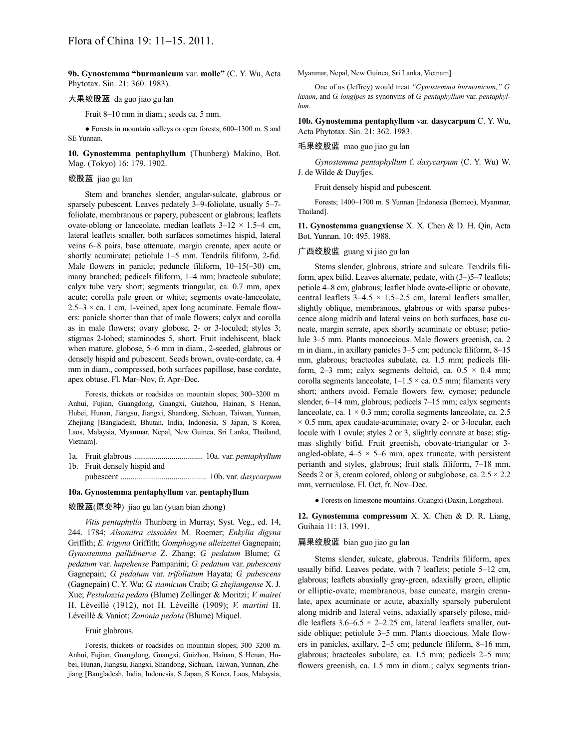**9b. Gynostemma "burmanicum** var. **molle"** (C. Y. Wu, Acta Phytotax. Sin. 21: 360. 1983).

大果绞股蓝 da guo jiao gu lan

Fruit 8–10 mm in diam.; seeds ca. 5 mm.

● Forests in mountain valleys or open forests; 600–1300 m. S and SE Yunnan.

**10. Gynostemma pentaphyllum** (Thunberg) Makino, Bot. Mag. (Tokyo) 16: 179. 1902.

绞股蓝 jiao gu lan

Stem and branches slender, angular-sulcate, glabrous or sparsely pubescent. Leaves pedately 3–9-foliolate, usually 5–7-foliolate, membranous or papery, pubescent or glabrous; leaflets ovate-oblong or lanceolate, median leaflets 3–12 × 1.5–4 cm, lateral leaflets smaller, both surfaces sometimes hispid, lateral veins 6–8 pairs, base attenuate, margin crenate, apex acute or shortly acuminate; petiolule 1–5 mm. Tendrils filiform, 2-fid. Male flowers in panicle; peduncle filiform, 10–15(–30) cm, many branched; pedicels filiform, 1–4 mm; bracteole subulate; calyx tube very short; segments triangular, ca. 0.7 mm, apex acute; corolla pale green or white; segments ovate-lanceolate, 2.5–3 × ca. 1 cm, 1-veined, apex long acuminate. Female flowers: panicle shorter than that of male flowers; calyx and corolla as in male flowers; ovary globose, 2- or 3-loculed; styles 3; stigmas 2-lobed; staminodes 5, short. Fruit indehiscent, black when mature, globose, 5–6 mm in diam., 2-seeded, glabrous or densely hispid and pubescent. Seeds brown, ovate-cordate, ca. 4 mm in diam., compressed, both surfaces papillose, base cordate, apex obtuse. Fl. Mar–Nov, fr. Apr–Dec.

Forests, thickets or roadsides on mountain slopes; 300–3200 m. Anhui, Fujian, Guangdong, Guangxi, Guizhou, Hainan, S Henan, Hubei, Hunan, Jiangsu, Jiangxi, Shandong, Sichuan, Taiwan, Yunnan, Zhejiang [Bangladesh, Bhutan, India, Indonesia, S Japan, S Korea, Laos, Malaysia, Myanmar, Nepal, New Guinea, Sri Lanka, Thailand, Vietnam].

1a. Fruit glabrous ................................ 10a. var. *pentaphyllum*
1b. Fruit densely hispid and pubescent ........................................ 10b. var. *dasycarpum*

**10a. Gynostemma pentaphyllum** var. **pentaphyllum**

绞股蓝(原变种) jiao gu lan (yuan bian zhong)

*Vitis pentaphylla* Thunberg in Murray, Syst. Veg., ed. 14, 244. 1784; *Alsomitra cissoides* M. Roemer; *Enkylia digyna* Griffith; *E. trigyna* Griffith; *Gomphogyne alleizettei* Gagnepain; *Gynostemma pallidinerve* Z. Zhang; *G. pedatum* Blume; *G. pedatum* var. *hupehense* Pampanini; *G. pedatum* var. *pubescens* Gagnepain; *G. pedatum* var. *trifoliatum* Hayata; *G. pubescens* (Gagnepain) C. Y. Wu; *G. siamicum* Craib; *G. zhejiangense* X. J. Xue; *Pestalozzia pedata* (Blume) Zollinger & Moritzi; *V. mairei* H. Léveillé (1912), not H. Léveillé (1909); *V. martini* H. Léveillé & Vaniot; *Zanonia pedata* (Blume) Miquel.

Fruit glabrous.

Forests, thickets or roadsides on mountain slopes; 300–3200 m. Anhui, Fujian, Guangdong, Guangxi, Guizhou, Hainan, S Henan, Hubei, Hunan, Jiangsu, Jiangxi, Shandong, Sichuan, Taiwan, Yunnan, Zhejiang [Bangladesh, India, Indonesia, S Japan, S Korea, Laos, Malaysia, Myanmar, Nepal, New Guinea, Sri Lanka, Vietnam].

One of us (Jeffrey) would treat *"Gynostemma burmanicum," G. laxum*, and *G. longipes* as synonyms of *G. pentaphyllum* var. *pentaphyllum*.

**10b. Gynostemma pentaphyllum** var. **dasycarpum** C. Y. Wu, Acta Phytotax. Sin. 21: 362. 1983.

毛果绞股蓝 mao guo jiao gu lan

*Gynostemma pentaphyllum* f. *dasycarpum* (C. Y. Wu) W. J. de Wilde & Duyfjes.

Fruit densely hispid and pubescent.

Forests; 1400–1700 m. S Yunnan [Indonesia (Borneo), Myanmar, Thailand].

**11. Gynostemma guangxiense** X. X. Chen & D. H. Qin, Acta Bot. Yunnan. 10: 495. 1988.

广西绞股蓝 guang xi jiao gu lan

Stems slender, glabrous, striate and sulcate. Tendrils filiform, apex bifid. Leaves alternate, pedate, with (3–)5–7 leaflets; petiole 4–8 cm, glabrous; leaflet blade ovate-elliptic or obovate, central leaflets 3–4.5 × 1.5–2.5 cm, lateral leaflets smaller, slightly oblique, membranous, glabrous or with sparse pubescence along midrib and lateral veins on both surfaces, base cuneate, margin serrate, apex shortly acuminate or obtuse; petiolule 3–5 mm. Plants monoecious. Male flowers greenish, ca. 2 m in diam., in axillary panicles 3–5 cm; peduncle filiform, 8–15 mm, glabrous; bracteoles subulate, ca. 1.5 mm; pedicels filiform, 2–3 mm; calyx segments deltoid, ca. 0.5 × 0.4 mm; corolla segments lanceolate, 1–1.5 × ca. 0.5 mm; filaments very short; anthers ovoid. Female flowers few, cymose; peduncle slender, 6–14 mm, glabrous; pedicels 7–15 mm; calyx segments lanceolate, ca. 1 × 0.3 mm; corolla segments lanceolate, ca. 2.5 × 0.5 mm, apex caudate-acuminate; ovary 2- or 3-locular, each locule with 1 ovule; styles 2 or 3, slightly connate at base; stigmas slightly bifid. Fruit greenish, obovate-triangular or 3-angled-oblate, 4–5 × 5–6 mm, apex truncate, with persistent perianth and styles, glabrous; fruit stalk filiform, 7–18 mm. Seeds 2 or 3, cream colored, oblong or subglobose, ca. 2.5 × 2.2 mm, verruculose. Fl. Oct, fr. Nov–Dec.

● Forests on limestone mountains. Guangxi (Daxin, Longzhou).

**12. Gynostemma compressum** X. X. Chen & D. R. Liang, Guihaia 11: 13. 1991.

扁果绞股蓝 bian guo jiao gu lan

Stems slender, sulcate, glabrous. Tendrils filiform, apex usually bifid. Leaves pedate, with 7 leaflets; petiole 5–12 cm, glabrous; leaflets abaxially gray-green, adaxially green, elliptic or elliptic-ovate, membranous, base cuneate, margin crenulate, apex acuminate or acute, abaxially sparsely puberulent along midrib and lateral veins, adaxially sparsely pilose, middle leaflets 3.6–6.5 × 2–2.25 cm, lateral leaflets smaller, outside oblique; petiolule 3–5 mm. Plants dioecious. Male flowers in panicles, axillary, 2–5 cm; peduncle filiform, 8–16 mm, glabrous; bracteoles subulate, ca. 1.5 mm; pedicels 2–5 mm; flowers greenish, ca. 1.5 mm in diam.; calyx segments trian-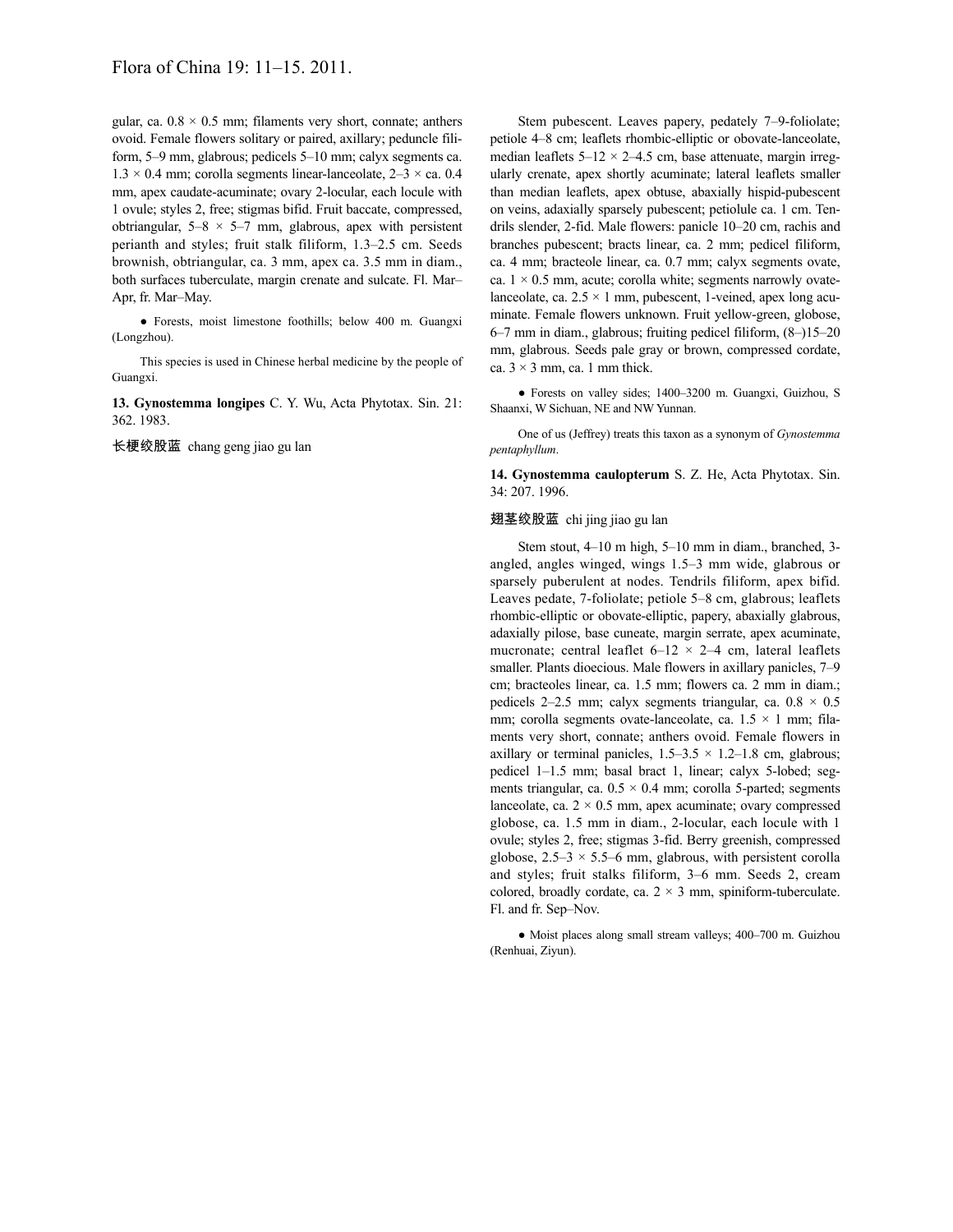gular, ca. 0.8 × 0.5 mm; filaments very short, connate; anthers ovoid. Female flowers solitary or paired, axillary; peduncle filiform, 5–9 mm, glabrous; pedicels 5–10 mm; calyx segments ca. 1.3 × 0.4 mm; corolla segments linear-lanceolate, 2–3 × ca. 0.4 mm, apex caudate-acuminate; ovary 2-locular, each locule with 1 ovule; styles 2, free; stigmas bifid. Fruit baccate, compressed, obtriangular, 5–8 × 5–7 mm, glabrous, apex with persistent perianth and styles; fruit stalk filiform, 1.3–2.5 cm. Seeds brownish, obtriangular, ca. 3 mm, apex ca. 3.5 mm in diam., both surfaces tuberculate, margin crenate and sulcate. Fl. Mar–Apr, fr. Mar–May.

● Forests, moist limestone foothills; below 400 m. Guangxi (Longzhou).

This species is used in Chinese herbal medicine by the people of Guangxi.

**13. Gynostemma longipes** C. Y. Wu, Acta Phytotax. Sin. 21: 362. 1983.

长梗绞股蓝 chang geng jiao gu lan

Stem pubescent. Leaves papery, pedately 7–9-foliolate; petiole 4–8 cm; leaflets rhombic-elliptic or obovate-lanceolate, median leaflets 5–12 × 2–4.5 cm, base attenuate, margin irregularly crenate, apex shortly acuminate; lateral leaflets smaller than median leaflets, apex obtuse, abaxially hispid-pubescent on veins, adaxially sparsely pubescent; petiolule ca. 1 cm. Tendrils slender, 2-fid. Male flowers: panicle 10–20 cm, rachis and branches pubescent; bracts linear, ca. 2 mm; pedicel filiform, ca. 4 mm; bracteole linear, ca. 0.7 mm; calyx segments ovate, ca. 1 × 0.5 mm, acute; corolla white; segments narrowly ovate-lanceolate, ca. 2.5 × 1 mm, pubescent, 1-veined, apex long acuminate. Female flowers unknown. Fruit yellow-green, globose, 6–7 mm in diam., glabrous; fruiting pedicel filiform, (8–)15–20 mm, glabrous. Seeds pale gray or brown, compressed cordate, ca. 3 × 3 mm, ca. 1 mm thick.

● Forests on valley sides; 1400–3200 m. Guangxi, Guizhou, S Shaanxi, W Sichuan, NE and NW Yunnan.

One of us (Jeffrey) treats this taxon as a synonym of *Gynostemma pentaphyllum*.

**14. Gynostemma caulopterum** S. Z. He, Acta Phytotax. Sin. 34: 207. 1996.

翅茎绞股蓝 chi jing jiao gu lan

Stem stout, 4–10 m high, 5–10 mm in diam., branched, 3-angled, angles winged, wings 1.5–3 mm wide, glabrous or sparsely puberulent at nodes. Tendrils filiform, apex bifid. Leaves pedate, 7-foliolate; petiole 5–8 cm, glabrous; leaflets rhombic-elliptic or obovate-elliptic, papery, abaxially glabrous, adaxially pilose, base cuneate, margin serrate, apex acuminate, mucronate; central leaflet 6–12 × 2–4 cm, lateral leaflets smaller. Plants dioecious. Male flowers in axillary panicles, 7–9 cm; bracteoles linear, ca. 1.5 mm; flowers ca. 2 mm in diam.; pedicels 2–2.5 mm; calyx segments triangular, ca. 0.8 × 0.5 mm; corolla segments ovate-lanceolate, ca. 1.5 × 1 mm; filaments very short, connate; anthers ovoid. Female flowers in axillary or terminal panicles, 1.5–3.5 × 1.2–1.8 cm, glabrous; pedicel 1–1.5 mm; basal bract 1, linear; calyx 5-lobed; segments triangular, ca. 0.5 × 0.4 mm; corolla 5-parted; segments lanceolate, ca. 2 × 0.5 mm, apex acuminate; ovary compressed globose, ca. 1.5 mm in diam., 2-locular, each locule with 1 ovule; styles 2, free; stigmas 3-fid. Berry greenish, compressed globose, 2.5–3 × 5.5–6 mm, glabrous, with persistent corolla and styles; fruit stalks filiform, 3–6 mm. Seeds 2, cream colored, broadly cordate, ca. 2 × 3 mm, spiniform-tuberculate. Fl. and fr. Sep–Nov.

● Moist places along small stream valleys; 400–700 m. Guizhou (Renhuai, Ziyun).